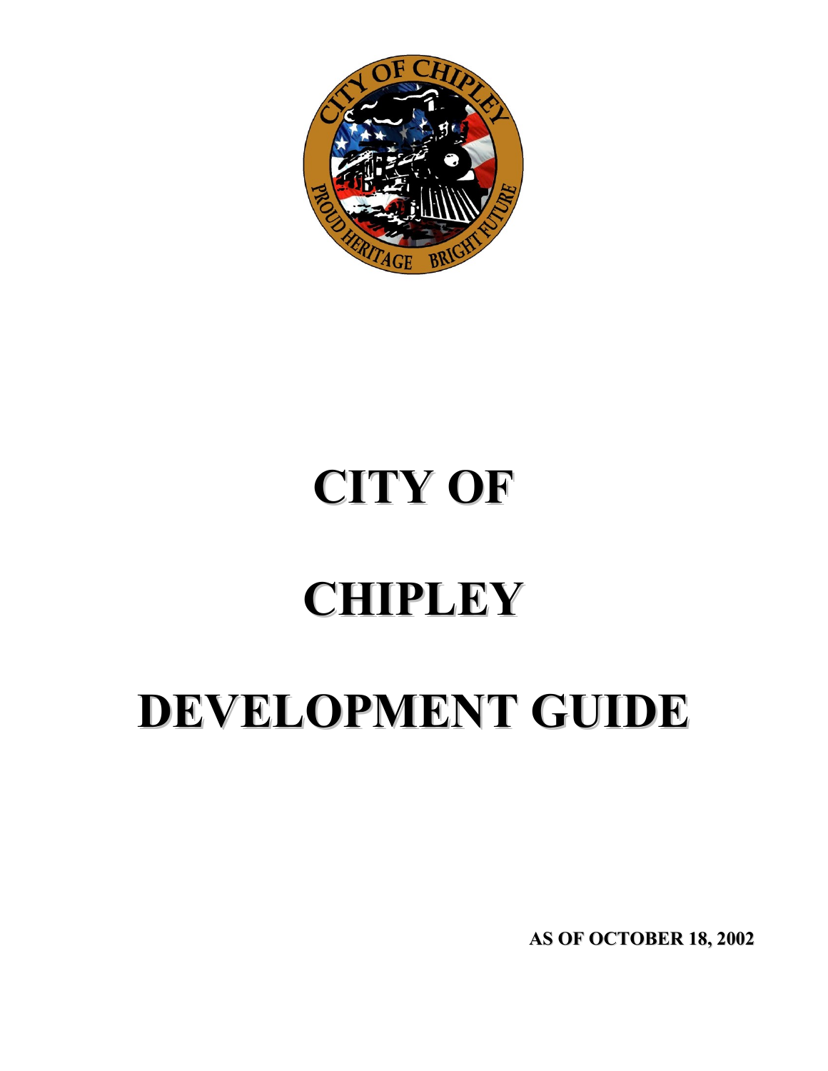# CITY OF

# CHIPLEY

# DEVELOPMENT GUIDE

**AS OF OCTOBER 18, 2002**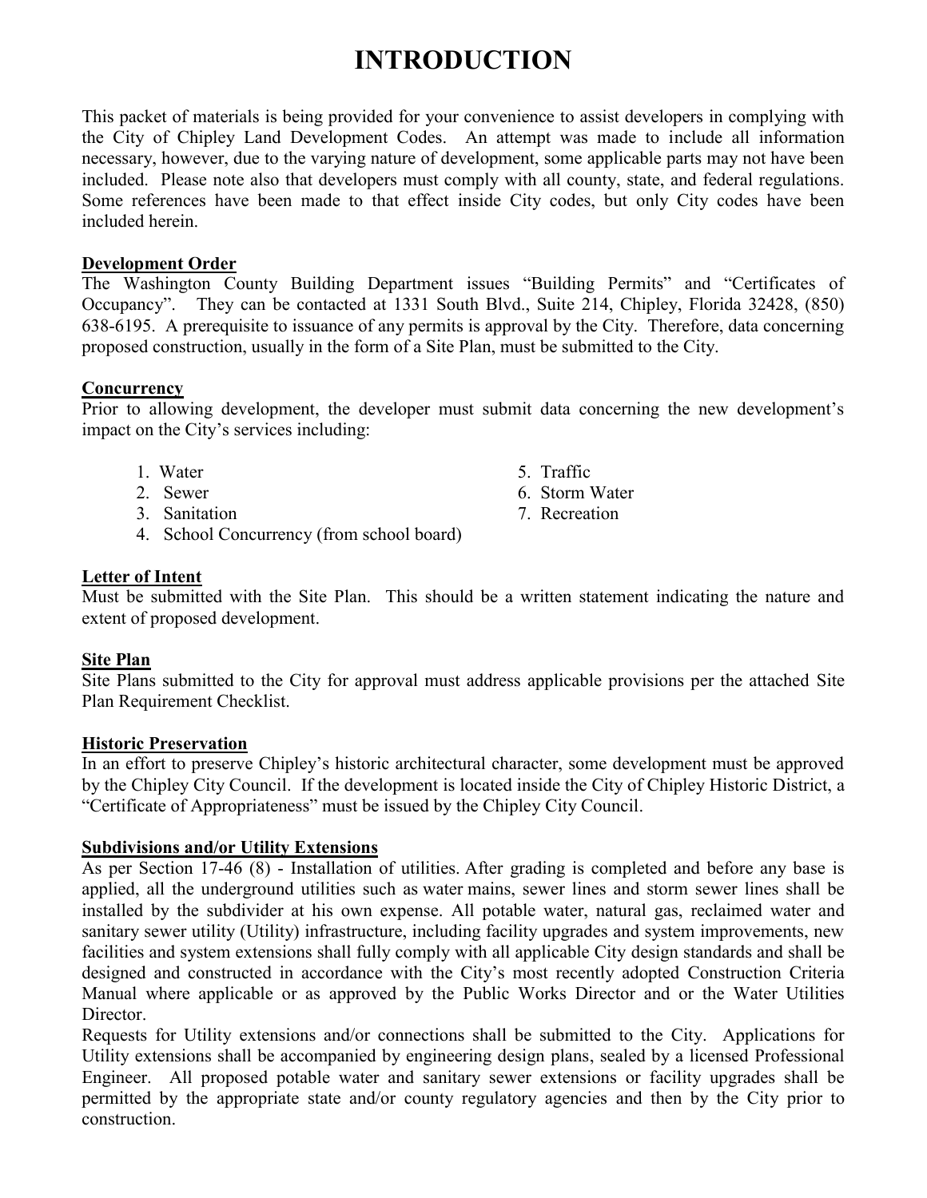# INTRODUCTION

This packet of materials is being provided for your convenience to assist developers in complying with the City of Chipley Land Development Codes. An attempt was made to include all information necessary, however, due to the varying nature of development, some applicable parts may not have been included. Please note also that developers must comply with all county, state, and federal regulations. Some references have been made to that effect inside City codes, but only City codes have been included herein.

**Development Order**

The Washington County Building Department issues "Building Permits" and "Certificates of Occupancy". They can be contacted at 1331 South Blvd., Suite 214, Chipley, Florida 32428, (850) 638-6195. A prerequisite to issuance of any permits is approval by the City. Therefore, data concerning proposed construction, usually in the form of a Site Plan, must be submitted to the City.

**Concurrency**

Prior to allowing development, the developer must submit data concerning the new development's impact on the City's services including:

1. Water
2. Sewer
3. Sanitation
4. School Concurrency (from school board)
5. Traffic
6. Storm Water
7. Recreation

**Letter of Intent**

Must be submitted with the Site Plan. This should be a written statement indicating the nature and extent of proposed development.

**Site Plan**

Site Plans submitted to the City for approval must address applicable provisions per the attached Site Plan Requirement Checklist.

**Historic Preservation**

In an effort to preserve Chipley's historic architectural character, some development must be approved by the Chipley City Council. If the development is located inside the City of Chipley Historic District, a "Certificate of Appropriateness" must be issued by the Chipley City Council.

**Subdivisions and/or Utility Extensions**

As per Section 17-46 (8) - Installation of utilities. After grading is completed and before any base is applied, all the underground utilities such as water mains, sewer lines and storm sewer lines shall be installed by the subdivider at his own expense. All potable water, natural gas, reclaimed water and sanitary sewer utility (Utility) infrastructure, including facility upgrades and system improvements, new facilities and system extensions shall fully comply with all applicable City design standards and shall be designed and constructed in accordance with the City's most recently adopted Construction Criteria Manual where applicable or as approved by the Public Works Director and or the Water Utilities Director.

Requests for Utility extensions and/or connections shall be submitted to the City. Applications for Utility extensions shall be accompanied by engineering design plans, sealed by a licensed Professional Engineer. All proposed potable water and sanitary sewer extensions or facility upgrades shall be permitted by the appropriate state and/or county regulatory agencies and then by the City prior to construction.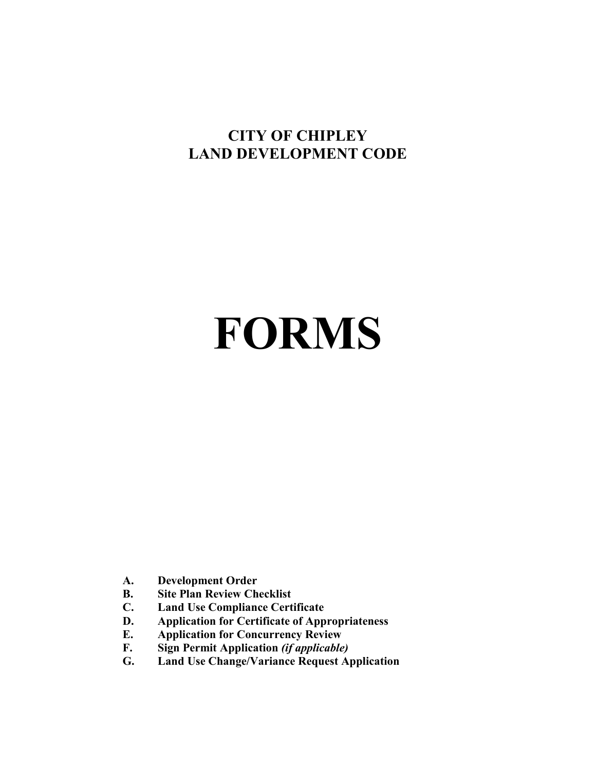# CITY OF CHIPLEY
# LAND DEVELOPMENT CODE

# FORMS

- **A. Development Order**
- **B. Site Plan Review Checklist**
- **C. Land Use Compliance Certificate**
- **D. Application for Certificate of Appropriateness**
- **E. Application for Concurrency Review**
- **F. Sign Permit Application *(if applicable)***
- **G. Land Use Change/Variance Request Application**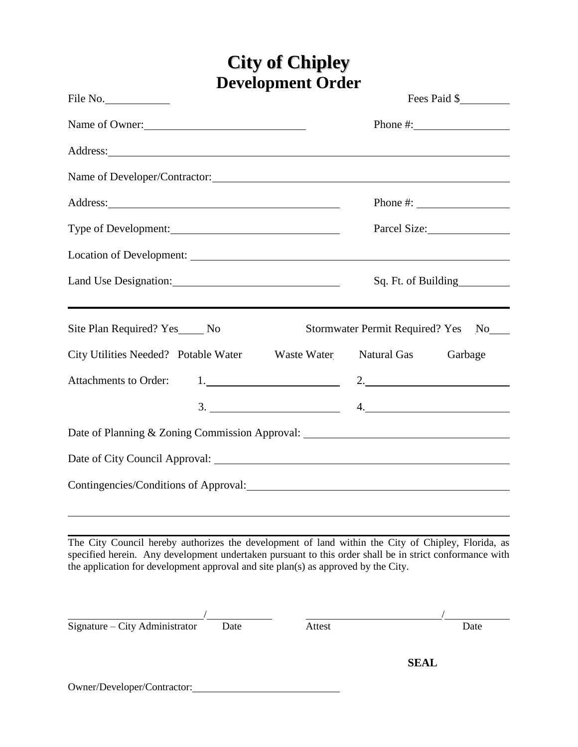# City of Chipley
## Development Order

File No.\_\_\_\_\_\_\_\_\_\_ Fees Paid $\_\_\_\_\_\_\_\_

Name of Owner:\_\_\_\_\_\_\_\_\_\_\_\_\_\_\_\_\_\_\_\_\_\_\_\_ Phone #:\_\_\_\_\_\_\_\_\_\_\_\_\_\_

Address:\_\_\_\_\_\_\_\_\_\_\_\_\_\_\_\_\_\_\_\_\_\_\_\_\_\_\_\_\_\_\_\_\_\_\_\_\_\_\_\_\_\_\_\_\_\_\_\_\_\_\_\_

Name of Developer/Contractor:\_\_\_\_\_\_\_\_\_\_\_\_\_\_\_\_\_\_\_\_\_\_\_\_\_\_\_\_\_\_\_\_\_\_\_\_\_\_

Address:\_\_\_\_\_\_\_\_\_\_\_\_\_\_\_\_\_\_\_\_\_\_\_\_\_\_\_\_\_\_\_\_\_\_ Phone #: \_\_\_\_\_\_\_\_\_\_\_\_\_\_

Type of Development:\_\_\_\_\_\_\_\_\_\_\_\_\_\_\_\_\_\_\_\_\_\_\_\_ Parcel Size:\_\_\_\_\_\_\_\_\_\_\_\_

Location of Development: \_\_\_\_\_\_\_\_\_\_\_\_\_\_\_\_\_\_\_\_\_\_\_\_\_\_\_\_\_\_\_\_\_\_\_\_\_\_\_\_\_\_

Land Use Designation:\_\_\_\_\_\_\_\_\_\_\_\_\_\_\_\_\_\_\_\_\_\_\_\_ Sq. Ft. of Building\_\_\_\_\_\_\_\_

---

Site Plan Required? Yes\_\_\_\_ No Stormwater Permit Required? Yes No\_\_\_

City Utilities Needed? Potable Water Waste Water Natural Gas Garbage

Attachments to Order: 1.\_\_\_\_\_\_\_\_\_\_\_\_\_\_\_\_\_\_\_\_ 2.\_\_\_\_\_\_\_\_\_\_\_\_\_\_\_\_\_\_\_\_

3. \_\_\_\_\_\_\_\_\_\_\_\_\_\_\_\_\_\_\_\_ 4.\_\_\_\_\_\_\_\_\_\_\_\_\_\_\_\_\_\_\_\_

Date of Planning & Zoning Commission Approval: \_\_\_\_\_\_\_\_\_\_\_\_\_\_\_\_\_\_\_\_\_\_\_\_\_\_\_\_

Date of City Council Approval: \_\_\_\_\_\_\_\_\_\_\_\_\_\_\_\_\_\_\_\_\_\_\_\_\_\_\_\_\_\_\_\_\_\_\_\_\_\_

Contingencies/Conditions of Approval:\_\_\_\_\_\_\_\_\_\_\_\_\_\_\_\_\_\_\_\_\_\_\_\_\_\_\_\_\_\_\_\_\_\_

\_\_\_\_\_\_\_\_\_\_\_\_\_\_\_\_\_\_\_\_\_\_\_\_\_\_\_\_\_\_\_\_\_\_\_\_\_\_\_\_\_\_\_\_\_\_\_\_\_\_\_\_\_\_\_\_\_\_\_\_\_\_\_\_

---

The City Council hereby authorizes the development of land within the City of Chipley, Florida, as specified herein. Any development undertaken pursuant to this order shall be in strict conformance with the application for development approval and site plan(s) as approved by the City.

\_\_\_\_\_\_\_\_\_\_\_\_\_\_\_\_\_\_\_\_/\_\_\_\_\_\_\_\_\_ \_\_\_\_\_\_\_\_\_\_\_\_\_\_\_\_\_\_\_\_/\_\_\_\_\_\_\_\_\_

Signature – City Administrator Date Attest Date

**SEAL**

Owner/Developer/Contractor:\_\_\_\_\_\_\_\_\_\_\_\_\_\_\_\_\_\_\_\_\_\_\_\_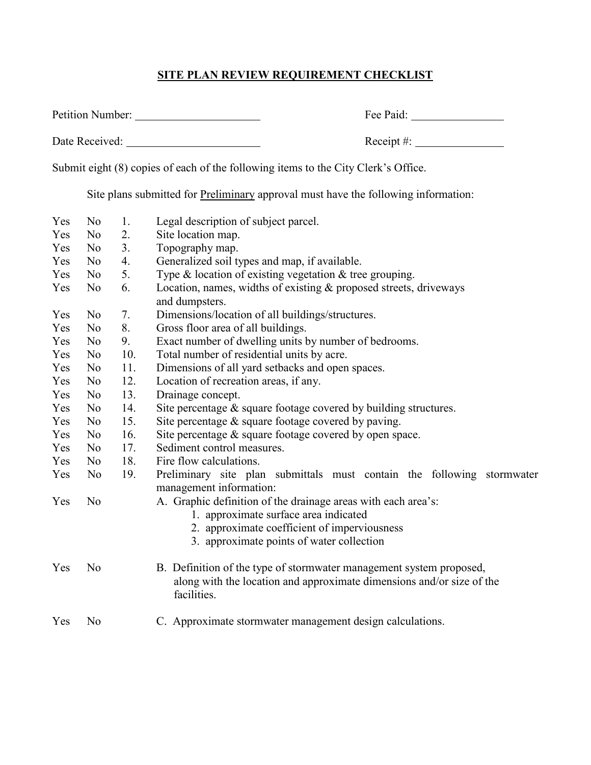# SITE PLAN REVIEW REQUIREMENT CHECKLIST

Petition Number: ____________________ Fee Paid: ______________

Date Received: ____________________ Receipt #: ______________

Submit eight (8) copies of each of the following items to the City Clerk's Office.

Site plans submitted for Preliminary approval must have the following information:

| | | | |
|---|---|---|---|
| Yes | No | 1. | Legal description of subject parcel. |
| Yes | No | 2. | Site location map. |
| Yes | No | 3. | Topography map. |
| Yes | No | 4. | Generalized soil types and map, if available. |
| Yes | No | 5. | Type & location of existing vegetation & tree grouping. |
| Yes | No | 6. | Location, names, widths of existing & proposed streets, driveways and dumpsters. |
| Yes | No | 7. | Dimensions/location of all buildings/structures. |
| Yes | No | 8. | Gross floor area of all buildings. |
| Yes | No | 9. | Exact number of dwelling units by number of bedrooms. |
| Yes | No | 10. | Total number of residential units by acre. |
| Yes | No | 11. | Dimensions of all yard setbacks and open spaces. |
| Yes | No | 12. | Location of recreation areas, if any. |
| Yes | No | 13. | Drainage concept. |
| Yes | No | 14. | Site percentage & square footage covered by building structures. |
| Yes | No | 15. | Site percentage & square footage covered by paving. |
| Yes | No | 16. | Site percentage & square footage covered by open space. |
| Yes | No | 17. | Sediment control measures. |
| Yes | No | 18. | Fire flow calculations. |
| Yes | No | 19. | Preliminary site plan submittals must contain the following stormwater management information: |
| Yes | No | | A. Graphic definition of the drainage areas with each area's:<br>1. approximate surface area indicated<br>2. approximate coefficient of imperviousness<br>3. approximate points of water collection |
| Yes | No | | B. Definition of the type of stormwater management system proposed, along with the location and approximate dimensions and/or size of the facilities. |
| Yes | No | | C. Approximate stormwater management design calculations. |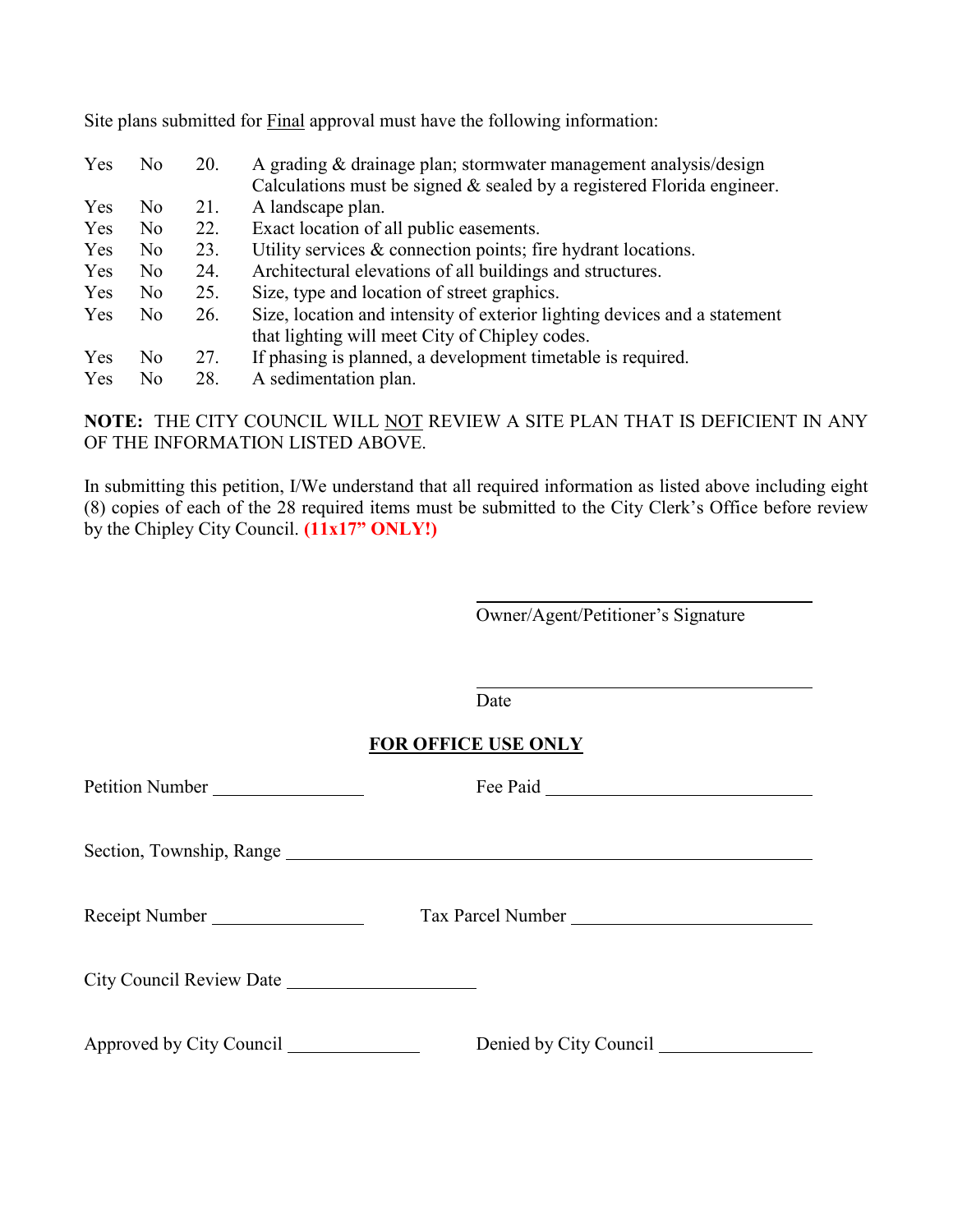Site plans submitted for Final approval must have the following information:

| | | | |
|---|---|---|---|
| Yes | No | 20. | A grading & drainage plan; stormwater management analysis/design Calculations must be signed & sealed by a registered Florida engineer. |
| Yes | No | 21. | A landscape plan. |
| Yes | No | 22. | Exact location of all public easements. |
| Yes | No | 23. | Utility services & connection points; fire hydrant locations. |
| Yes | No | 24. | Architectural elevations of all buildings and structures. |
| Yes | No | 25. | Size, type and location of street graphics. |
| Yes | No | 26. | Size, location and intensity of exterior lighting devices and a statement that lighting will meet City of Chipley codes. |
| Yes | No | 27. | If phasing is planned, a development timetable is required. |
| Yes | No | 28. | A sedimentation plan. |

**NOTE:** THE CITY COUNCIL WILL NOT REVIEW A SITE PLAN THAT IS DEFICIENT IN ANY OF THE INFORMATION LISTED ABOVE.

In submitting this petition, I/We understand that all required information as listed above including eight (8) copies of each of the 28 required items must be submitted to the City Clerk's Office before review by the Chipley City Council. **(11x17" ONLY!)**

\_\_\_\_\_\_\_\_\_\_\_\_\_\_\_\_\_\_\_\_\_\_\_\_\_\_\_\_\_\_\_\_
Owner/Agent/Petitioner's Signature

\_\_\_\_\_\_\_\_\_\_\_\_\_\_\_\_\_\_\_\_\_\_\_\_\_\_\_\_\_\_\_\_
Date

**FOR OFFICE USE ONLY**

Petition Number \_\_\_\_\_\_\_\_\_\_\_\_\_\_\_\_ Fee Paid \_\_\_\_\_\_\_\_\_\_\_\_\_\_\_\_\_\_\_\_\_\_\_\_\_\_

Section, Township, Range \_\_\_\_\_\_\_\_\_\_\_\_\_\_\_\_\_\_\_\_\_\_\_\_\_\_\_\_\_\_\_\_\_\_\_\_\_\_\_\_\_\_\_\_\_\_

Receipt Number \_\_\_\_\_\_\_\_\_\_\_\_\_\_\_\_ Tax Parcel Number \_\_\_\_\_\_\_\_\_\_\_\_\_\_\_\_\_\_\_\_\_\_\_\_

City Council Review Date \_\_\_\_\_\_\_\_\_\_\_\_\_\_\_\_\_\_\_\_

Approved by City Council \_\_\_\_\_\_\_\_\_\_\_\_\_\_ Denied by City Council \_\_\_\_\_\_\_\_\_\_\_\_\_\_\_\_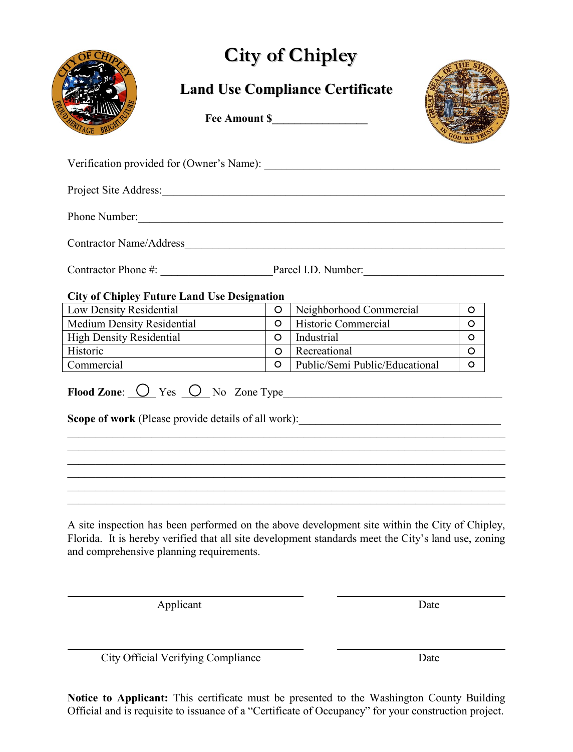# City of Chipley

## Land Use Compliance Certificate

**Fee Amount $\_\_\_\_\_\_\_\_\_\_\_\_\_\_\_\_**

Verification provided for (Owner's Name): \_\_\_\_\_\_\_\_\_\_\_\_\_\_\_\_\_\_\_\_\_\_\_\_\_\_\_\_\_\_\_\_\_\_\_\_\_\_\_\_

Project Site Address:\_\_\_\_\_\_\_\_\_\_\_\_\_\_\_\_\_\_\_\_\_\_\_\_\_\_\_\_\_\_\_\_\_\_\_\_\_\_\_\_\_\_\_\_\_\_\_\_\_\_\_\_\_\_\_\_

Phone Number:\_\_\_\_\_\_\_\_\_\_\_\_\_\_\_\_\_\_\_\_\_\_\_\_\_\_\_\_\_\_\_\_\_\_\_\_\_\_\_\_\_\_\_\_\_\_\_\_\_\_\_\_\_\_\_\_\_\_\_\_\_

Contractor Name/Address\_\_\_\_\_\_\_\_\_\_\_\_\_\_\_\_\_\_\_\_\_\_\_\_\_\_\_\_\_\_\_\_\_\_\_\_\_\_\_\_\_\_\_\_\_\_\_\_\_\_\_\_

Contractor Phone #: \_\_\_\_\_\_\_\_\_\_\_\_\_\_\_\_\_\_\_\_Parcel I.D. Number:\_\_\_\_\_\_\_\_\_\_\_\_\_\_\_\_\_\_\_\_\_\_\_\_

**City of Chipley Future Land Use Designation**

| | | | |
|---|---|---|---|
| Low Density Residential | ○ | Neighborhood Commercial | ○ |
| Medium Density Residential | ○ | Historic Commercial | ○ |
| High Density Residential | ○ | Industrial | ○ |
| Historic | ○ | Recreational | ○ |
| Commercial | ○ | Public/Semi Public/Educational | ○ |

**Flood Zone**: ○ Yes ○ No Zone Type\_\_\_\_\_\_\_\_\_\_\_\_\_\_\_\_\_\_\_\_\_\_\_\_\_\_\_\_\_\_\_\_\_\_\_\_\_\_\_\_

**Scope of work** (Please provide details of all work):\_\_\_\_\_\_\_\_\_\_\_\_\_\_\_\_\_\_\_\_\_\_\_\_\_\_\_\_\_\_\_\_\_\_\_\_

\_\_\_\_\_\_\_\_\_\_\_\_\_\_\_\_\_\_\_\_\_\_\_\_\_\_\_\_\_\_\_\_\_\_\_\_\_\_\_\_\_\_\_\_\_\_\_\_\_\_\_\_\_\_\_\_\_\_\_\_\_\_\_\_\_\_\_\_\_\_\_\_\_\_\_\_

\_\_\_\_\_\_\_\_\_\_\_\_\_\_\_\_\_\_\_\_\_\_\_\_\_\_\_\_\_\_\_\_\_\_\_\_\_\_\_\_\_\_\_\_\_\_\_\_\_\_\_\_\_\_\_\_\_\_\_\_\_\_\_\_\_\_\_\_\_\_\_\_\_\_\_\_

\_\_\_\_\_\_\_\_\_\_\_\_\_\_\_\_\_\_\_\_\_\_\_\_\_\_\_\_\_\_\_\_\_\_\_\_\_\_\_\_\_\_\_\_\_\_\_\_\_\_\_\_\_\_\_\_\_\_\_\_\_\_\_\_\_\_\_\_\_\_\_\_\_\_\_\_

\_\_\_\_\_\_\_\_\_\_\_\_\_\_\_\_\_\_\_\_\_\_\_\_\_\_\_\_\_\_\_\_\_\_\_\_\_\_\_\_\_\_\_\_\_\_\_\_\_\_\_\_\_\_\_\_\_\_\_\_\_\_\_\_\_\_\_\_\_\_\_\_\_\_\_\_

\_\_\_\_\_\_\_\_\_\_\_\_\_\_\_\_\_\_\_\_\_\_\_\_\_\_\_\_\_\_\_\_\_\_\_\_\_\_\_\_\_\_\_\_\_\_\_\_\_\_\_\_\_\_\_\_\_\_\_\_\_\_\_\_\_\_\_\_\_\_\_\_\_\_\_\_

\_\_\_\_\_\_\_\_\_\_\_\_\_\_\_\_\_\_\_\_\_\_\_\_\_\_\_\_\_\_\_\_\_\_\_\_\_\_\_\_\_\_\_\_\_\_\_\_\_\_\_\_\_\_\_\_\_\_\_\_\_\_\_\_\_\_\_\_\_\_\_\_\_\_\_\_

A site inspection has been performed on the above development site within the City of Chipley, Florida. It is hereby verified that all site development standards meet the City's land use, zoning and comprehensive planning requirements.

\_\_\_\_\_\_\_\_\_\_\_\_\_\_\_\_\_\_\_\_\_\_\_\_\_\_\_\_\_\_\_\_\_\_\_\_\_\_ \_\_\_\_\_\_\_\_\_\_\_\_\_\_\_\_\_\_\_\_\_\_\_\_\_\_

Applicant Date

\_\_\_\_\_\_\_\_\_\_\_\_\_\_\_\_\_\_\_\_\_\_\_\_\_\_\_\_\_\_\_\_\_\_\_\_\_\_ \_\_\_\_\_\_\_\_\_\_\_\_\_\_\_\_\_\_\_\_\_\_\_\_\_\_

City Official Verifying Compliance Date

**Notice to Applicant:** This certificate must be presented to the Washington County Building Official and is requisite to issuance of a "Certificate of Occupancy" for your construction project.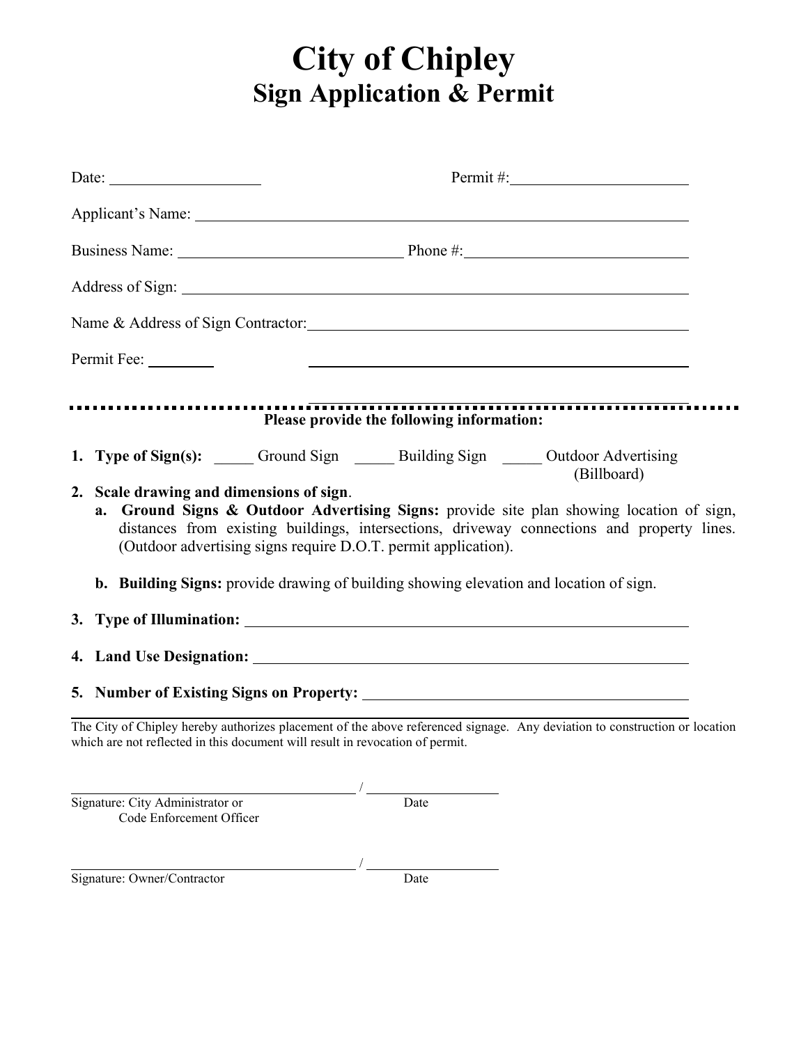# City of Chipley

## Sign Application & Permit

Date: ____________________ Permit #: ______________________

Applicant's Name: ________________________________________________________________

Business Name: ______________________________ Phone #: ____________________________

Address of Sign: __________________________________________________________________

Name & Address of Sign Contractor: ___________________________________________________

Permit Fee: ________ ___________________________________________________

---

**Please provide the following information:**

1. **Type of Sign(s):** _____ Ground Sign _____ Building Sign _____ Outdoor Advertising (Billboard)
2. **Scale drawing and dimensions of sign**.
   a. **Ground Signs & Outdoor Advertising Signs:** provide site plan showing location of sign, distances from existing buildings, intersections, driveway connections and property lines. (Outdoor advertising signs require D.O.T. permit application).

   b. **Building Signs:** provide drawing of building showing elevation and location of sign.
3. **Type of Illumination:** ________________________________________________________
4. **Land Use Designation:** _______________________________________________________
5. **Number of Existing Signs on Property:** _________________________________________

---

The City of Chipley hereby authorizes placement of the above referenced signage. Any deviation to construction or location which are not reflected in this document will result in revocation of permit.

______________________________________ / ____________________
Signature: City Administrator or Code Enforcement Officer / Date

______________________________________ / ____________________
Signature: Owner/Contractor / Date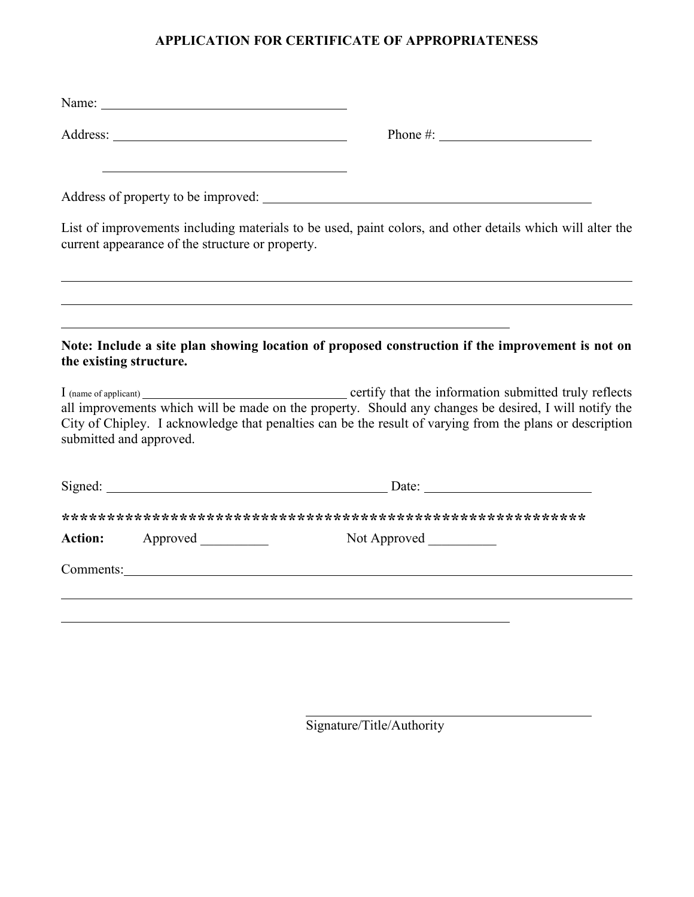# APPLICATION FOR CERTIFICATE OF APPROPRIATENESS

Name: ____________________________________

Address: __________________________________ Phone #: ______________________

__________________________________

Address of property to be improved: ________________________________________________

List of improvements including materials to be used, paint colors, and other details which will alter the current appearance of the structure or property.

______________________________________________________________________________________

______________________________________________________________________________________

__________________________________________________________________

**Note: Include a site plan showing location of proposed construction if the improvement is not on the existing structure.**

I (name of applicant) ______________________________ certify that the information submitted truly reflects all improvements which will be made on the property. Should any changes be desired, I will notify the City of Chipley. I acknowledge that penalties can be the result of varying from the plans or description submitted and approved.

Signed: __________________________________________ Date: ________________________

*************************************************************

**Action:** Approved __________ Not Approved __________

Comments:______________________________________________________________________________

______________________________________________________________________________________

__________________________________________________________________

__________________________________________

Signature/Title/Authority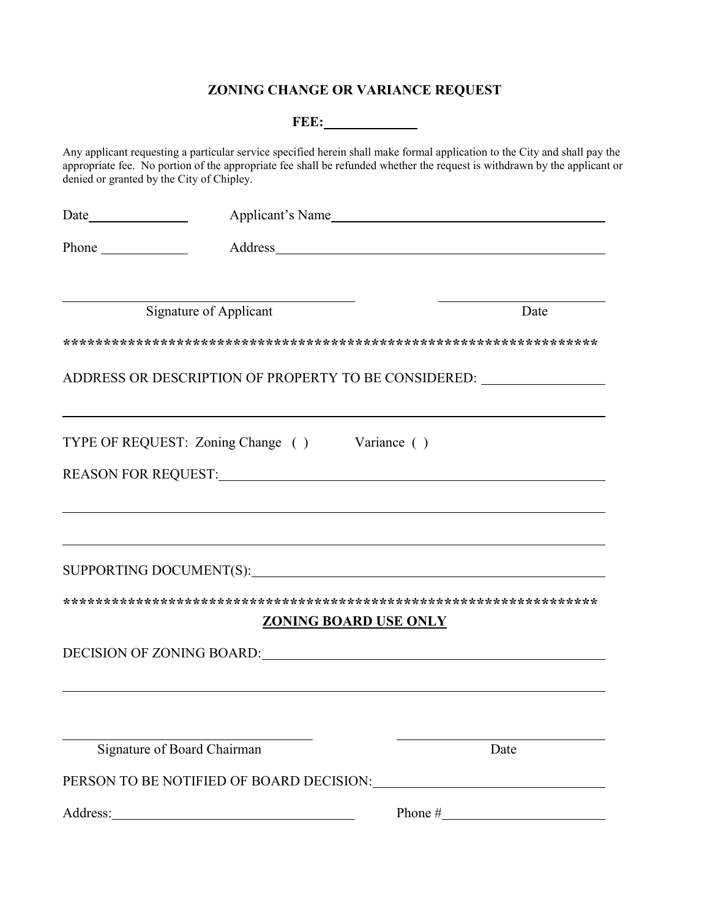## ZONING CHANGE OR VARIANCE REQUEST

**FEE:** ____________

Any applicant requesting a particular service specified herein shall make formal application to the City and shall pay the appropriate fee. No portion of the appropriate fee shall be refunded whether the request is withdrawn by the applicant or denied or granted by the City of Chipley.

Date______________ Applicant's Name________________________________________

Phone ____________ Address_____________________________________________

_________________________________ ____________________

Signature of Applicant Date

*******************************************************************

ADDRESS OR DESCRIPTION OF PROPERTY TO BE CONSIDERED: ________________

_____________________________________________________________________

TYPE OF REQUEST: Zoning Change ( ) Variance ( )

REASON FOR REQUEST:_________________________________________________

_____________________________________________________________________

_____________________________________________________________________

SUPPORTING DOCUMENT(S):_____________________________________________

*******************************************************************

**ZONING BOARD USE ONLY**

DECISION OF ZONING BOARD:___________________________________________

_____________________________________________________________________

_____________________________ ____________________

Signature of Board Chairman Date

PERSON TO BE NOTIFIED OF BOARD DECISION:_____________________________

Address:_____________________________ Phone #____________________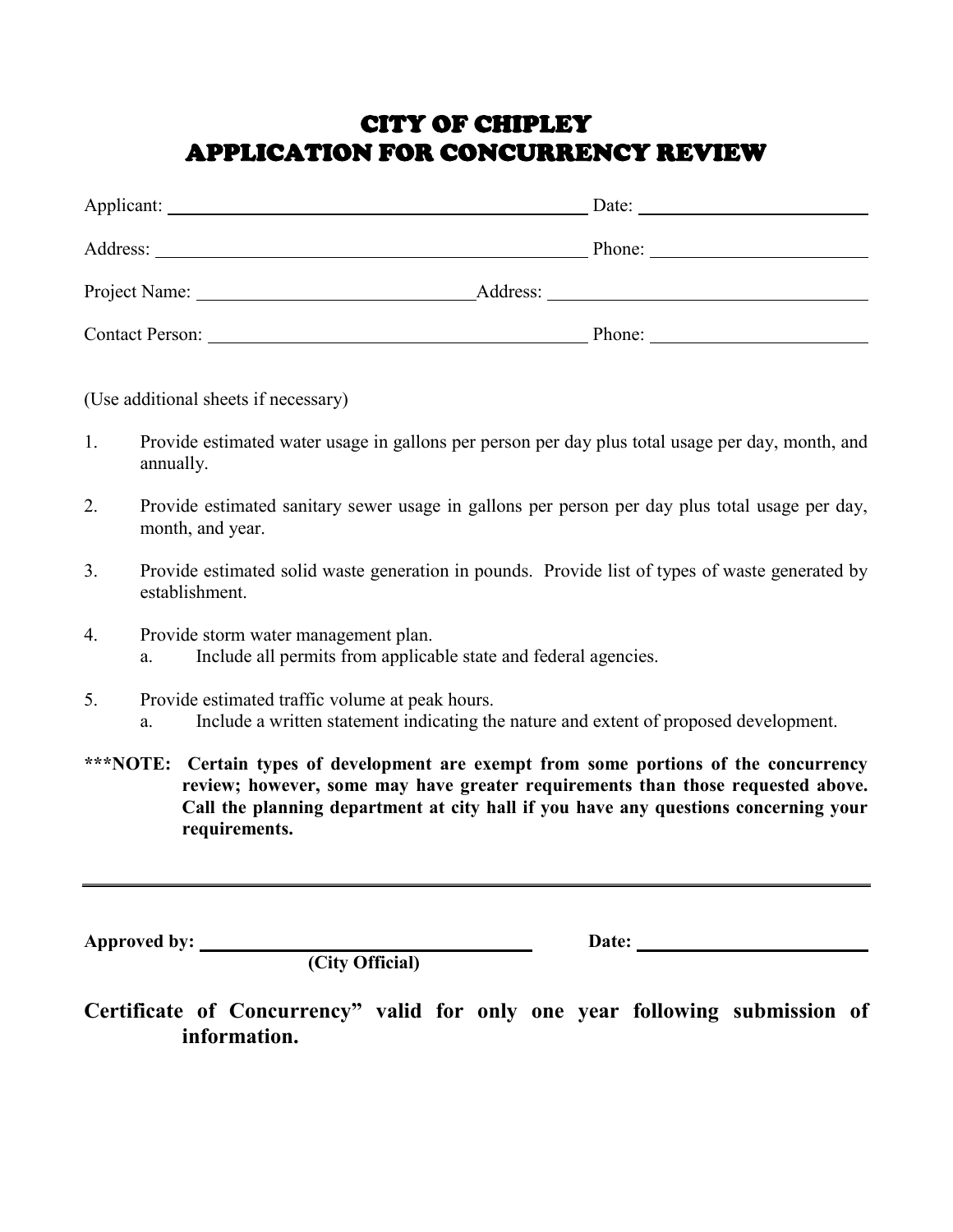# CITY OF CHIPLEY
# APPLICATION FOR CONCURRENCY REVIEW

Applicant: ______________________________ Date: ______________

Address: ______________________________ Phone: ______________

Project Name: __________________ Address: ______________________

Contact Person: __________________________ Phone: ______________

(Use additional sheets if necessary)

1. Provide estimated water usage in gallons per person per day plus total usage per day, month, and annually.

2. Provide estimated sanitary sewer usage in gallons per person per day plus total usage per day, month, and year.

3. Provide estimated solid waste generation in pounds. Provide list of types of waste generated by establishment.

4. Provide storm water management plan.
   a. Include all permits from applicable state and federal agencies.

5. Provide estimated traffic volume at peak hours.
   a. Include a written statement indicating the nature and extent of proposed development.

**\*\*\*NOTE: Certain types of development are exempt from some portions of the concurrency review; however, some may have greater requirements than those requested above. Call the planning department at city hall if you have any questions concerning your requirements.**

---

**Approved by:** ______________________ **Date:** ______________
**(City Official)**

**Certificate of Concurrency" valid for only one year following submission of information.**